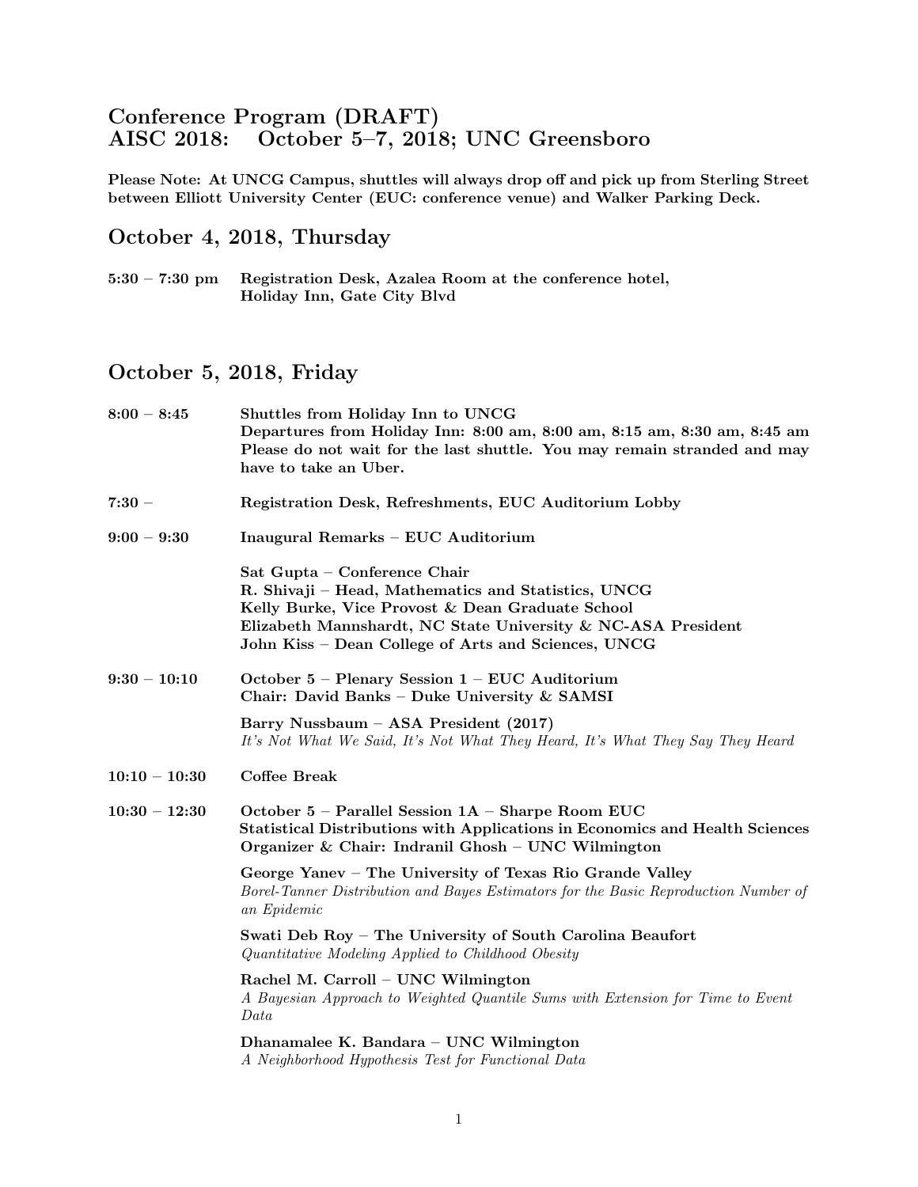# Conference Program (DRAFT)
# AISC 2018: October 5–7, 2018; UNC Greensboro

**Please Note: At UNCG Campus, shuttles will always drop off and pick up from Sterling Street between Elliott University Center (EUC: conference venue) and Walker Parking Deck.**

## October 4, 2018, Thursday

**5:30 – 7:30 pm** **Registration Desk, Azalea Room at the conference hotel, Holiday Inn, Gate City Blvd**

## October 5, 2018, Friday

**8:00 – 8:45** **Shuttles from Holiday Inn to UNCG**
**Departures from Holiday Inn: 8:00 am, 8:00 am, 8:15 am, 8:30 am, 8:45 am**
**Please do not wait for the last shuttle. You may remain stranded and may have to take an Uber.**

**7:30 –** **Registration Desk, Refreshments, EUC Auditorium Lobby**

**9:00 – 9:30** **Inaugural Remarks – EUC Auditorium**

**Sat Gupta – Conference Chair**
**R. Shivaji – Head, Mathematics and Statistics, UNCG**
**Kelly Burke, Vice Provost & Dean Graduate School**
**Elizabeth Mannshardt, NC State University & NC-ASA President**
**John Kiss – Dean College of Arts and Sciences, UNCG**

**9:30 – 10:10** **October 5 – Plenary Session 1 – EUC Auditorium**
**Chair: David Banks – Duke University & SAMSI**

**Barry Nussbaum – ASA President (2017)**
*It's Not What We Said, It's Not What They Heard, It's What They Say They Heard*

**10:10 – 10:30** **Coffee Break**

**10:30 – 12:30** **October 5 – Parallel Session 1A – Sharpe Room EUC**
**Statistical Distributions with Applications in Economics and Health Sciences**
**Organizer & Chair: Indranil Ghosh – UNC Wilmington**

**George Yanev – The University of Texas Rio Grande Valley**
*Borel-Tanner Distribution and Bayes Estimators for the Basic Reproduction Number of an Epidemic*

**Swati Deb Roy – The University of South Carolina Beaufort**
*Quantitative Modeling Applied to Childhood Obesity*

**Rachel M. Carroll – UNC Wilmington**
*A Bayesian Approach to Weighted Quantile Sums with Extension for Time to Event Data*

**Dhanamalee K. Bandara – UNC Wilmington**
*A Neighborhood Hypothesis Test for Functional Data*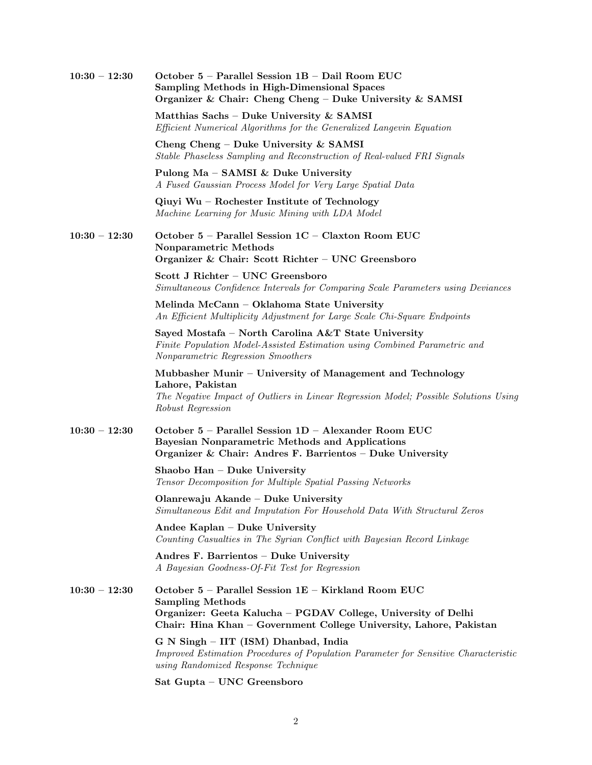**10:30 – 12:30** **October 5 – Parallel Session 1B – Dail Room EUC**
**Sampling Methods in High-Dimensional Spaces**
**Organizer & Chair: Cheng Cheng – Duke University & SAMSI**

**Matthias Sachs – Duke University & SAMSI**
*Efficient Numerical Algorithms for the Generalized Langevin Equation*

**Cheng Cheng – Duke University & SAMSI**
*Stable Phaseless Sampling and Reconstruction of Real-valued FRI Signals*

**Pulong Ma – SAMSI & Duke University**
*A Fused Gaussian Process Model for Very Large Spatial Data*

**Qiuyi Wu – Rochester Institute of Technology**
*Machine Learning for Music Mining with LDA Model*

**10:30 – 12:30** **October 5 – Parallel Session 1C – Claxton Room EUC**
**Nonparametric Methods**
**Organizer & Chair: Scott Richter – UNC Greensboro**

**Scott J Richter – UNC Greensboro**
*Simultaneous Confidence Intervals for Comparing Scale Parameters using Deviances*

**Melinda McCann – Oklahoma State University**
*An Efficient Multiplicity Adjustment for Large Scale Chi-Square Endpoints*

**Sayed Mostafa – North Carolina A&T State University**
*Finite Population Model-Assisted Estimation using Combined Parametric and Nonparametric Regression Smoothers*

**Mubbasher Munir – University of Management and Technology Lahore, Pakistan**
*The Negative Impact of Outliers in Linear Regression Model; Possible Solutions Using Robust Regression*

**10:30 – 12:30** **October 5 – Parallel Session 1D – Alexander Room EUC**
**Bayesian Nonparametric Methods and Applications**
**Organizer & Chair: Andres F. Barrientos – Duke University**

**Shaobo Han – Duke University**
*Tensor Decomposition for Multiple Spatial Passing Networks*

**Olanrewaju Akande – Duke University**
*Simultaneous Edit and Imputation For Household Data With Structural Zeros*

**Andee Kaplan – Duke University**
*Counting Casualties in The Syrian Conflict with Bayesian Record Linkage*

**Andres F. Barrientos – Duke University**
*A Bayesian Goodness-Of-Fit Test for Regression*

**10:30 – 12:30** **October 5 – Parallel Session 1E – Kirkland Room EUC**
**Sampling Methods**
**Organizer: Geeta Kalucha – PGDAV College, University of Delhi**
**Chair: Hina Khan – Government College University, Lahore, Pakistan**

**G N Singh – IIT (ISM) Dhanbad, India**
*Improved Estimation Procedures of Population Parameter for Sensitive Characteristic using Randomized Response Technique*

**Sat Gupta – UNC Greensboro**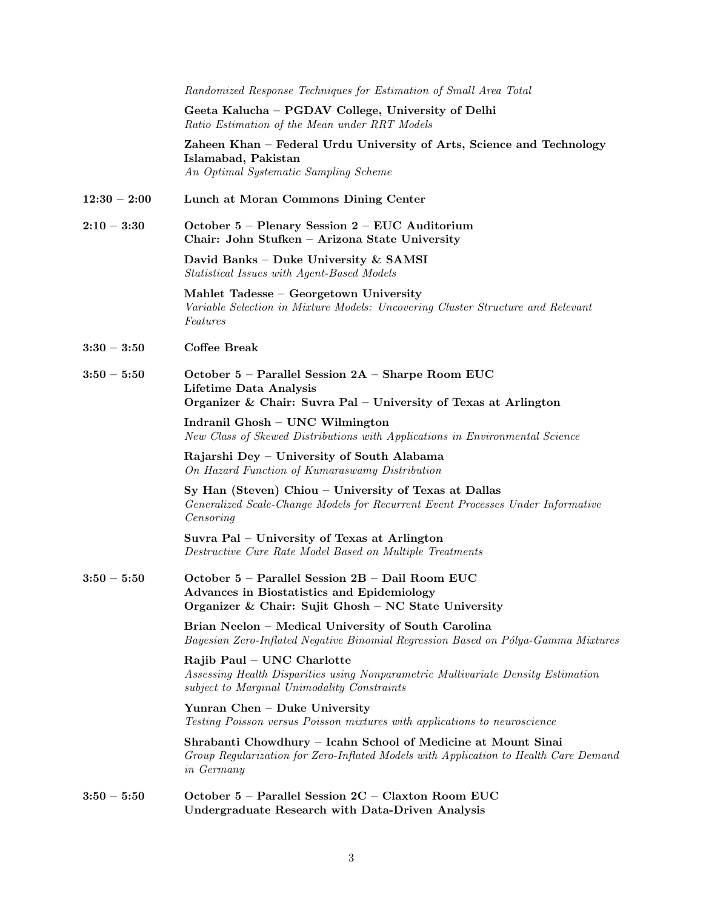*Randomized Response Techniques for Estimation of Small Area Total*

**Geeta Kalucha – PGDAV College, University of Delhi**
*Ratio Estimation of the Mean under RRT Models*

**Zaheen Khan – Federal Urdu University of Arts, Science and Technology Islamabad, Pakistan**
*An Optimal Systematic Sampling Scheme*

**12:30 – 2:00** **Lunch at Moran Commons Dining Center**

**2:10 – 3:30** **October 5 – Plenary Session 2 – EUC Auditorium**
**Chair: John Stufken – Arizona State University**

**David Banks – Duke University & SAMSI**
*Statistical Issues with Agent-Based Models*

**Mahlet Tadesse – Georgetown University**
*Variable Selection in Mixture Models: Uncovering Cluster Structure and Relevant Features*

**3:30 – 3:50** **Coffee Break**

**3:50 – 5:50** **October 5 – Parallel Session 2A – Sharpe Room EUC**
**Lifetime Data Analysis**
**Organizer & Chair: Suvra Pal – University of Texas at Arlington**

**Indranil Ghosh – UNC Wilmington**
*New Class of Skewed Distributions with Applications in Environmental Science*

**Rajarshi Dey – University of South Alabama**
*On Hazard Function of Kumaraswamy Distribution*

**Sy Han (Steven) Chiou – University of Texas at Dallas**
*Generalized Scale-Change Models for Recurrent Event Processes Under Informative Censoring*

**Suvra Pal – University of Texas at Arlington**
*Destructive Cure Rate Model Based on Multiple Treatments*

**3:50 – 5:50** **October 5 – Parallel Session 2B – Dail Room EUC**
**Advances in Biostatistics and Epidemiology**
**Organizer & Chair: Sujit Ghosh – NC State University**

**Brian Neelon – Medical University of South Carolina**
*Bayesian Zero-Inflated Negative Binomial Regression Based on Pólya-Gamma Mixtures*

**Rajib Paul – UNC Charlotte**
*Assessing Health Disparities using Nonparametric Multivariate Density Estimation subject to Marginal Unimodality Constraints*

**Yunran Chen – Duke University**
*Testing Poisson versus Poisson mixtures with applications to neuroscience*

**Shrabanti Chowdhury – Icahn School of Medicine at Mount Sinai**
*Group Regularization for Zero-Inflated Models with Application to Health Care Demand in Germany*

**3:50 – 5:50** **October 5 – Parallel Session 2C – Claxton Room EUC**
**Undergraduate Research with Data-Driven Analysis**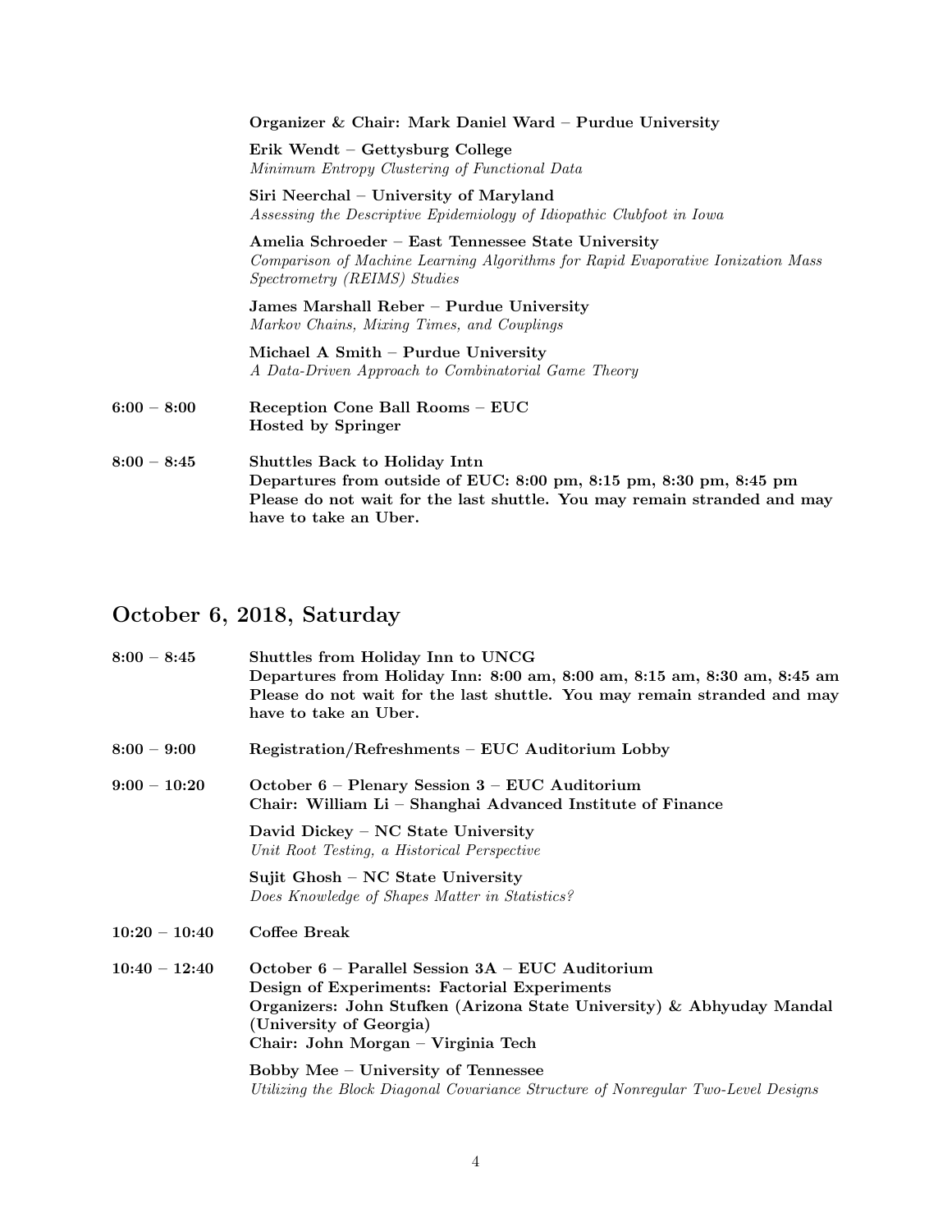**Organizer & Chair: Mark Daniel Ward – Purdue University**

**Erik Wendt – Gettysburg College**
*Minimum Entropy Clustering of Functional Data*

**Siri Neerchal – University of Maryland**
*Assessing the Descriptive Epidemiology of Idiopathic Clubfoot in Iowa*

**Amelia Schroeder – East Tennessee State University**
*Comparison of Machine Learning Algorithms for Rapid Evaporative Ionization Mass Spectrometry (REIMS) Studies*

**James Marshall Reber – Purdue University**
*Markov Chains, Mixing Times, and Couplings*

**Michael A Smith – Purdue University**
*A Data-Driven Approach to Combinatorial Game Theory*

**6:00 – 8:00** **Reception Cone Ball Rooms – EUC**
**Hosted by Springer**

**8:00 – 8:45** **Shuttles Back to Holiday Intn**
**Departures from outside of EUC: 8:00 pm, 8:15 pm, 8:30 pm, 8:45 pm**
**Please do not wait for the last shuttle. You may remain stranded and may have to take an Uber.**

## October 6, 2018, Saturday

**8:00 – 8:45** **Shuttles from Holiday Inn to UNCG**
**Departures from Holiday Inn: 8:00 am, 8:00 am, 8:15 am, 8:30 am, 8:45 am**
**Please do not wait for the last shuttle. You may remain stranded and may have to take an Uber.**

**8:00 – 9:00** **Registration/Refreshments – EUC Auditorium Lobby**

**9:00 – 10:20** **October 6 – Plenary Session 3 – EUC Auditorium**
**Chair: William Li – Shanghai Advanced Institute of Finance**

**David Dickey – NC State University**
*Unit Root Testing, a Historical Perspective*

**Sujit Ghosh – NC State University**
*Does Knowledge of Shapes Matter in Statistics?*

**10:20 – 10:40** **Coffee Break**

**10:40 – 12:40** **October 6 – Parallel Session 3A – EUC Auditorium**
**Design of Experiments: Factorial Experiments**
**Organizers: John Stufken (Arizona State University) & Abhyuday Mandal (University of Georgia)**
**Chair: John Morgan – Virginia Tech**

**Bobby Mee – University of Tennessee**
*Utilizing the Block Diagonal Covariance Structure of Nonregular Two-Level Designs*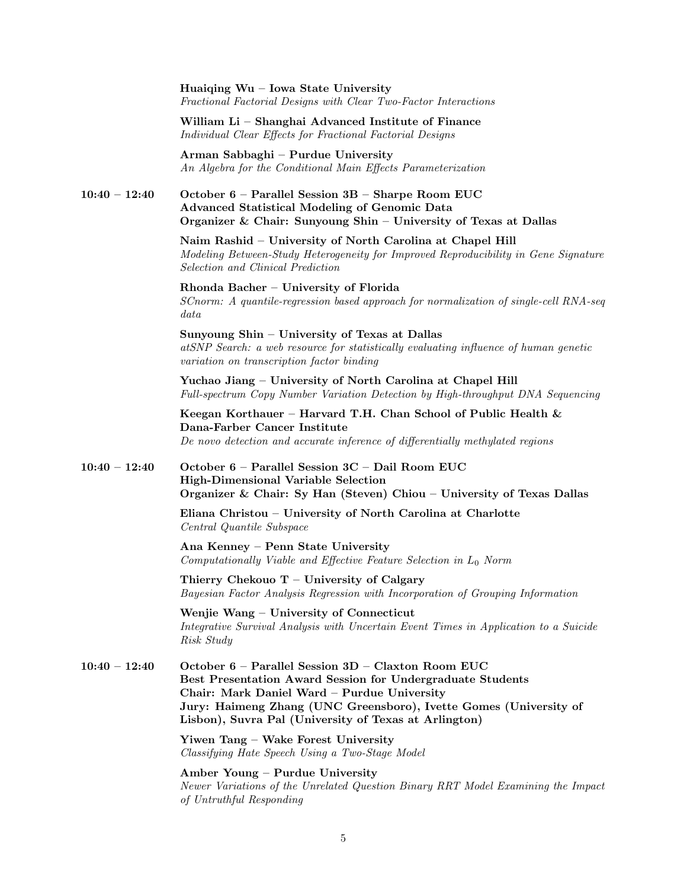**Huaiqing Wu – Iowa State University**
*Fractional Factorial Designs with Clear Two-Factor Interactions*

**William Li – Shanghai Advanced Institute of Finance**
*Individual Clear Effects for Fractional Factorial Designs*

**Arman Sabbaghi – Purdue University**
*An Algebra for the Conditional Main Effects Parameterization*

**10:40 – 12:40** **October 6 – Parallel Session 3B – Sharpe Room EUC**
**Advanced Statistical Modeling of Genomic Data**
**Organizer & Chair: Sunyoung Shin – University of Texas at Dallas**

**Naim Rashid – University of North Carolina at Chapel Hill**
*Modeling Between-Study Heterogeneity for Improved Reproducibility in Gene Signature Selection and Clinical Prediction*

**Rhonda Bacher – University of Florida**
*SCnorm: A quantile-regression based approach for normalization of single-cell RNA-seq data*

**Sunyoung Shin – University of Texas at Dallas**
*atSNP Search: a web resource for statistically evaluating influence of human genetic variation on transcription factor binding*

**Yuchao Jiang – University of North Carolina at Chapel Hill**
*Full-spectrum Copy Number Variation Detection by High-throughput DNA Sequencing*

**Keegan Korthauer – Harvard T.H. Chan School of Public Health & Dana-Farber Cancer Institute**
*De novo detection and accurate inference of differentially methylated regions*

**10:40 – 12:40** **October 6 – Parallel Session 3C – Dail Room EUC**
**High-Dimensional Variable Selection**
**Organizer & Chair: Sy Han (Steven) Chiou – University of Texas Dallas**

**Eliana Christou – University of North Carolina at Charlotte**
*Central Quantile Subspace*

**Ana Kenney – Penn State University**
*Computationally Viable and Effective Feature Selection in $L_0$ Norm*

**Thierry Chekouo T – University of Calgary**
*Bayesian Factor Analysis Regression with Incorporation of Grouping Information*

**Wenjie Wang – University of Connecticut**
*Integrative Survival Analysis with Uncertain Event Times in Application to a Suicide Risk Study*

**10:40 – 12:40** **October 6 – Parallel Session 3D – Claxton Room EUC**
**Best Presentation Award Session for Undergraduate Students**
**Chair: Mark Daniel Ward – Purdue University**
**Jury: Haimeng Zhang (UNC Greensboro), Ivette Gomes (University of Lisbon), Suvra Pal (University of Texas at Arlington)**

**Yiwen Tang – Wake Forest University**
*Classifying Hate Speech Using a Two-Stage Model*

**Amber Young – Purdue University**
*Newer Variations of the Unrelated Question Binary RRT Model Examining the Impact of Untruthful Responding*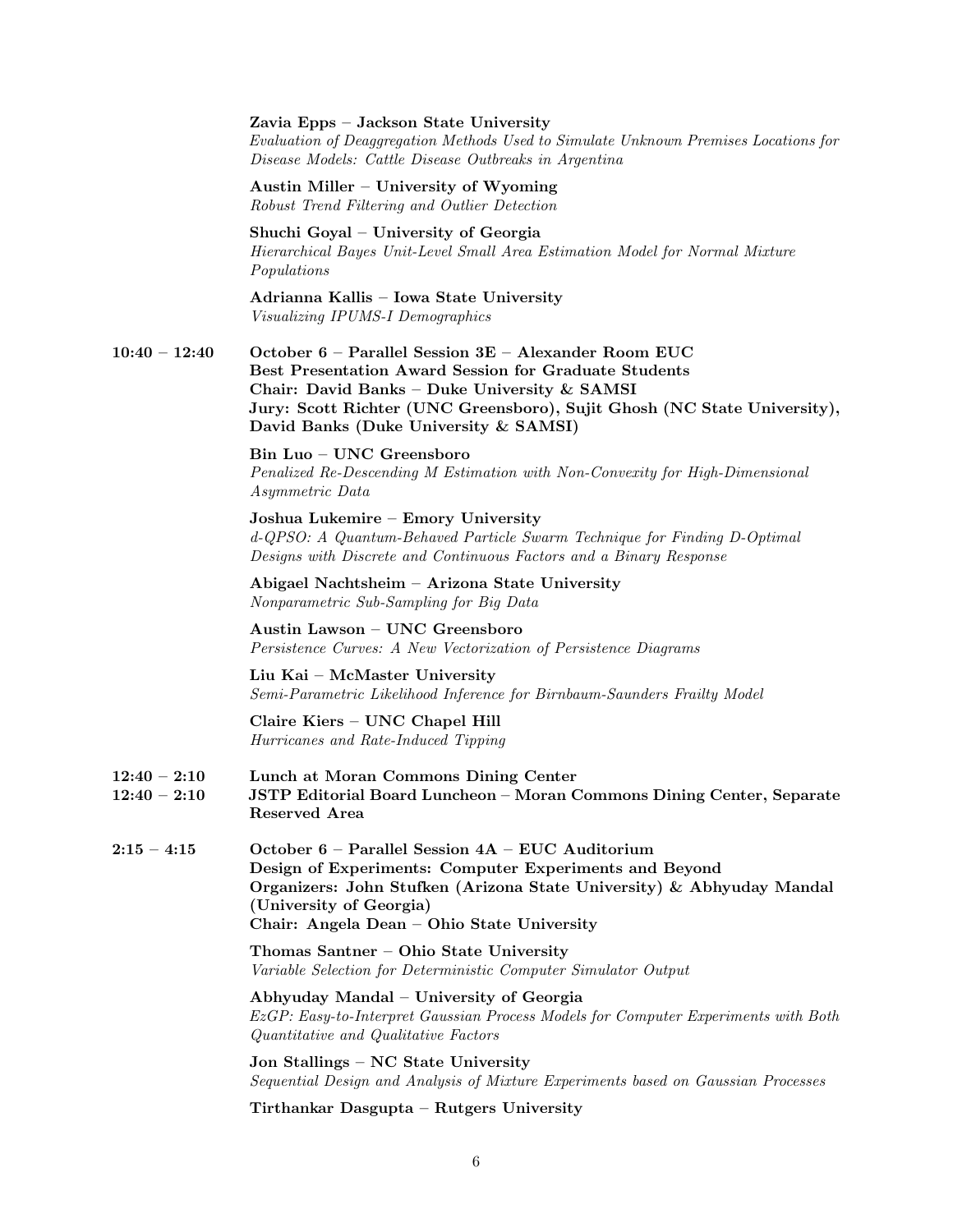**Zavia Epps – Jackson State University**
*Evaluation of Deaggregation Methods Used to Simulate Unknown Premises Locations for Disease Models: Cattle Disease Outbreaks in Argentina*

**Austin Miller – University of Wyoming**
*Robust Trend Filtering and Outlier Detection*

**Shuchi Goyal – University of Georgia**
*Hierarchical Bayes Unit-Level Small Area Estimation Model for Normal Mixture Populations*

**Adrianna Kallis – Iowa State University**
*Visualizing IPUMS-I Demographics*

**10:40 – 12:40** **October 6 – Parallel Session 3E – Alexander Room EUC**
**Best Presentation Award Session for Graduate Students**
**Chair: David Banks – Duke University & SAMSI**
**Jury: Scott Richter (UNC Greensboro), Sujit Ghosh (NC State University), David Banks (Duke University & SAMSI)**

**Bin Luo – UNC Greensboro**
*Penalized Re-Descending M Estimation with Non-Convexity for High-Dimensional Asymmetric Data*

**Joshua Lukemire – Emory University**
*d-QPSO: A Quantum-Behaved Particle Swarm Technique for Finding D-Optimal Designs with Discrete and Continuous Factors and a Binary Response*

**Abigael Nachtsheim – Arizona State University**
*Nonparametric Sub-Sampling for Big Data*

**Austin Lawson – UNC Greensboro**
*Persistence Curves: A New Vectorization of Persistence Diagrams*

**Liu Kai – McMaster University**
*Semi-Parametric Likelihood Inference for Birnbaum-Saunders Frailty Model*

**Claire Kiers – UNC Chapel Hill**
*Hurricanes and Rate-Induced Tipping*

**12:40 – 2:10** **Lunch at Moran Commons Dining Center**

**12:40 – 2:10** **JSTP Editorial Board Luncheon – Moran Commons Dining Center, Separate Reserved Area**

**2:15 – 4:15** **October 6 – Parallel Session 4A – EUC Auditorium**
**Design of Experiments: Computer Experiments and Beyond**
**Organizers: John Stufken (Arizona State University) & Abhyuday Mandal (University of Georgia)**
**Chair: Angela Dean – Ohio State University**

**Thomas Santner – Ohio State University**
*Variable Selection for Deterministic Computer Simulator Output*

**Abhyuday Mandal – University of Georgia**
*EzGP: Easy-to-Interpret Gaussian Process Models for Computer Experiments with Both Quantitative and Qualitative Factors*

**Jon Stallings – NC State University**
*Sequential Design and Analysis of Mixture Experiments based on Gaussian Processes*

**Tirthankar Dasgupta – Rutgers University**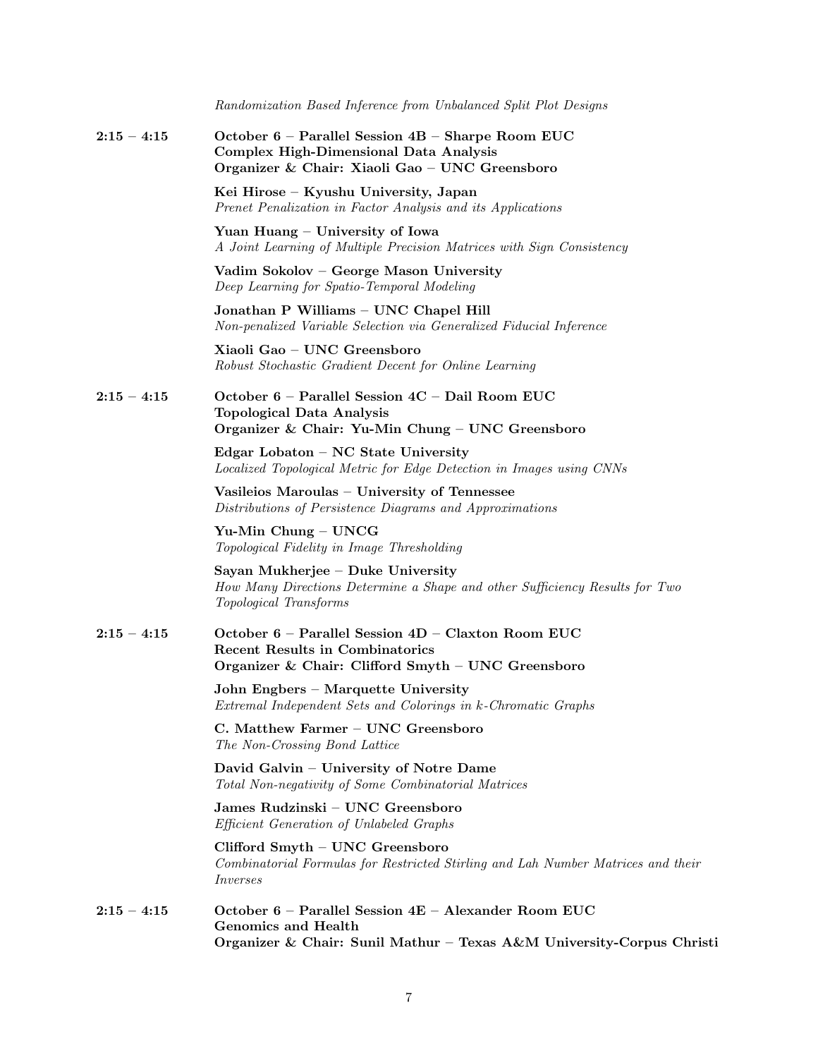*Randomization Based Inference from Unbalanced Split Plot Designs*

**2:15 – 4:15** **October 6 – Parallel Session 4B – Sharpe Room EUC**
**Complex High-Dimensional Data Analysis**
**Organizer & Chair: Xiaoli Gao – UNC Greensboro**

**Kei Hirose – Kyushu University, Japan**
*Prenet Penalization in Factor Analysis and its Applications*

**Yuan Huang – University of Iowa**
*A Joint Learning of Multiple Precision Matrices with Sign Consistency*

**Vadim Sokolov – George Mason University**
*Deep Learning for Spatio-Temporal Modeling*

**Jonathan P Williams – UNC Chapel Hill**
*Non-penalized Variable Selection via Generalized Fiducial Inference*

**Xiaoli Gao – UNC Greensboro**
*Robust Stochastic Gradient Decent for Online Learning*

**2:15 – 4:15** **October 6 – Parallel Session 4C – Dail Room EUC**
**Topological Data Analysis**
**Organizer & Chair: Yu-Min Chung – UNC Greensboro**

**Edgar Lobaton – NC State University**
*Localized Topological Metric for Edge Detection in Images using CNNs*

**Vasileios Maroulas – University of Tennessee**
*Distributions of Persistence Diagrams and Approximations*

**Yu-Min Chung – UNCG**
*Topological Fidelity in Image Thresholding*

**Sayan Mukherjee – Duke University**
*How Many Directions Determine a Shape and other Sufficiency Results for Two Topological Transforms*

**2:15 – 4:15** **October 6 – Parallel Session 4D – Claxton Room EUC**
**Recent Results in Combinatorics**
**Organizer & Chair: Clifford Smyth – UNC Greensboro**

**John Engbers – Marquette University**
*Extremal Independent Sets and Colorings in $k$-Chromatic Graphs*

**C. Matthew Farmer – UNC Greensboro**
*The Non-Crossing Bond Lattice*

**David Galvin – University of Notre Dame**
*Total Non-negativity of Some Combinatorial Matrices*

**James Rudzinski – UNC Greensboro**
*Efficient Generation of Unlabeled Graphs*

**Clifford Smyth – UNC Greensboro**
*Combinatorial Formulas for Restricted Stirling and Lah Number Matrices and their Inverses*

**2:15 – 4:15** **October 6 – Parallel Session 4E – Alexander Room EUC**
**Genomics and Health**
**Organizer & Chair: Sunil Mathur – Texas A&M University-Corpus Christi**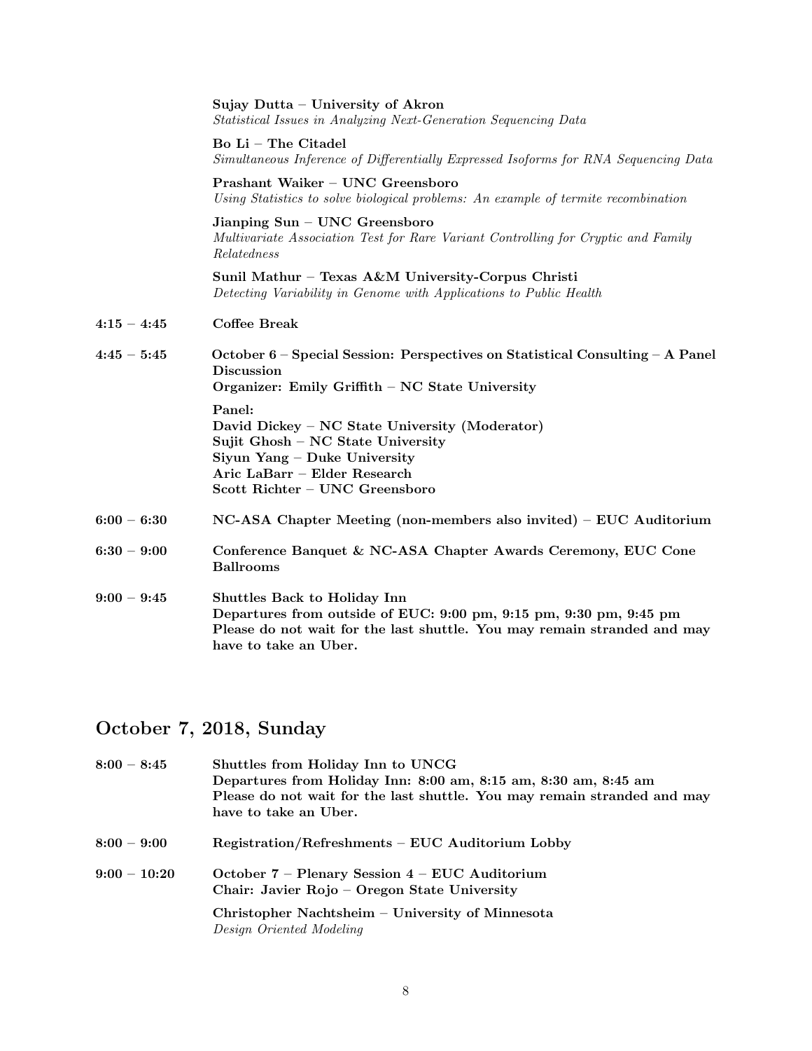**Sujay Dutta – University of Akron**
*Statistical Issues in Analyzing Next-Generation Sequencing Data*

**Bo Li – The Citadel**
*Simultaneous Inference of Differentially Expressed Isoforms for RNA Sequencing Data*

**Prashant Waiker – UNC Greensboro**
*Using Statistics to solve biological problems: An example of termite recombination*

**Jianping Sun – UNC Greensboro**
*Multivariate Association Test for Rare Variant Controlling for Cryptic and Family Relatedness*

**Sunil Mathur – Texas A&M University-Corpus Christi**
*Detecting Variability in Genome with Applications to Public Health*

**4:15 – 4:45** **Coffee Break**

**4:45 – 5:45** **October 6 – Special Session: Perspectives on Statistical Consulting – A Panel Discussion**
**Organizer: Emily Griffith – NC State University**

**Panel:**
**David Dickey – NC State University (Moderator)**
**Sujit Ghosh – NC State University**
**Siyun Yang – Duke University**
**Aric LaBarr – Elder Research**
**Scott Richter – UNC Greensboro**

**6:00 – 6:30** **NC-ASA Chapter Meeting (non-members also invited) – EUC Auditorium**

**6:30 – 9:00** **Conference Banquet & NC-ASA Chapter Awards Ceremony, EUC Cone Ballrooms**

**9:00 – 9:45** **Shuttles Back to Holiday Inn**
**Departures from outside of EUC: 9:00 pm, 9:15 pm, 9:30 pm, 9:45 pm**
**Please do not wait for the last shuttle. You may remain stranded and may have to take an Uber.**

## October 7, 2018, Sunday

**8:00 – 8:45** **Shuttles from Holiday Inn to UNCG**
**Departures from Holiday Inn: 8:00 am, 8:15 am, 8:30 am, 8:45 am**
**Please do not wait for the last shuttle. You may remain stranded and may have to take an Uber.**

**8:00 – 9:00** **Registration/Refreshments – EUC Auditorium Lobby**

**9:00 – 10:20** **October 7 – Plenary Session 4 – EUC Auditorium**
**Chair: Javier Rojo – Oregon State University**

**Christopher Nachtsheim – University of Minnesota**
*Design Oriented Modeling*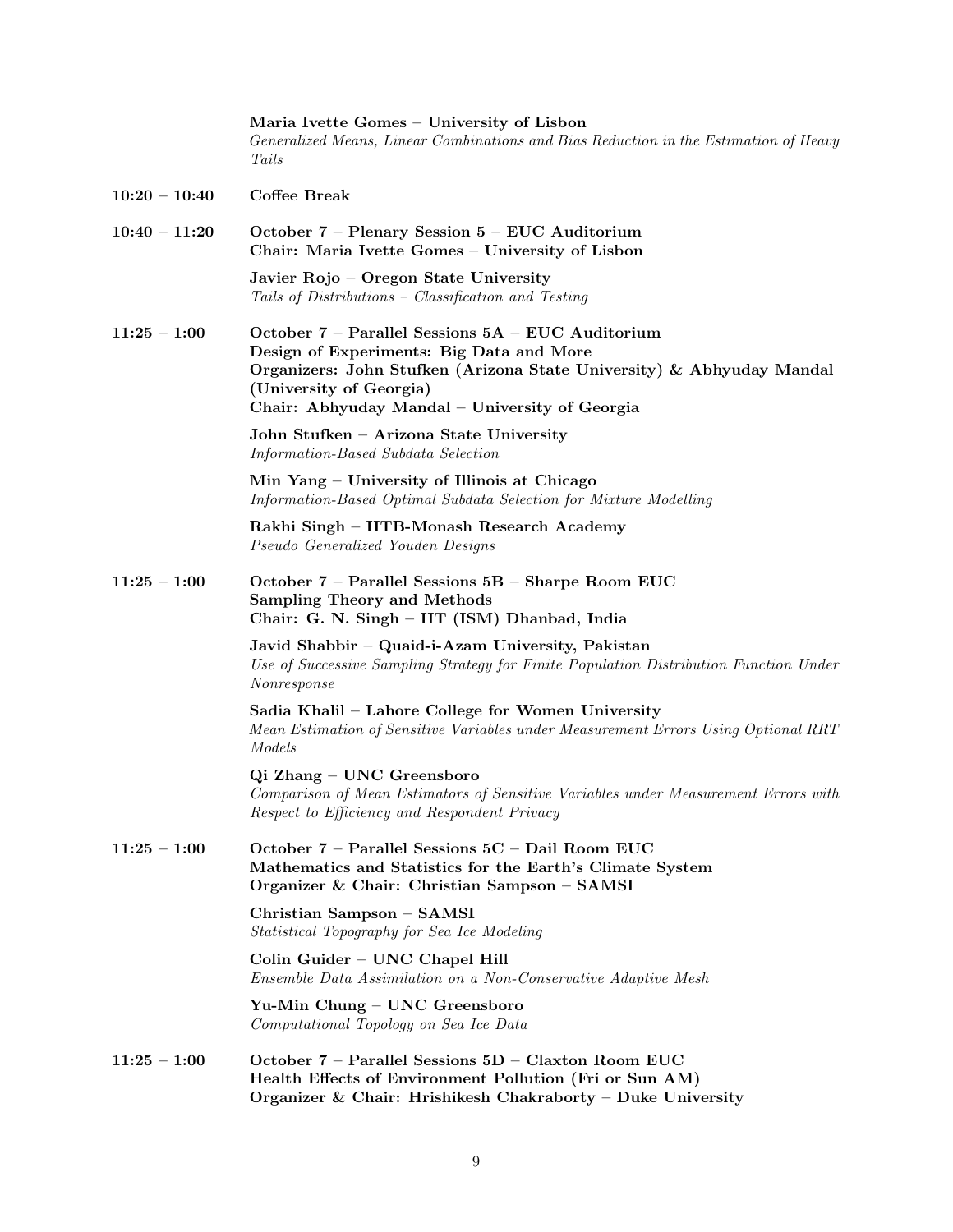**Maria Ivette Gomes – University of Lisbon**
*Generalized Means, Linear Combinations and Bias Reduction in the Estimation of Heavy Tails*

**10:20 – 10:40** **Coffee Break**

**10:40 – 11:20** **October 7 – Plenary Session 5 – EUC Auditorium**
**Chair: Maria Ivette Gomes – University of Lisbon**

**Javier Rojo – Oregon State University**
*Tails of Distributions – Classification and Testing*

**11:25 – 1:00** **October 7 – Parallel Sessions 5A – EUC Auditorium**
**Design of Experiments: Big Data and More**
**Organizers: John Stufken (Arizona State University) & Abhyuday Mandal (University of Georgia)**
**Chair: Abhyuday Mandal – University of Georgia**

**John Stufken – Arizona State University**
*Information-Based Subdata Selection*

**Min Yang – University of Illinois at Chicago**
*Information-Based Optimal Subdata Selection for Mixture Modelling*

**Rakhi Singh – IITB-Monash Research Academy**
*Pseudo Generalized Youden Designs*

**11:25 – 1:00** **October 7 – Parallel Sessions 5B – Sharpe Room EUC**
**Sampling Theory and Methods**
**Chair: G. N. Singh – IIT (ISM) Dhanbad, India**

**Javid Shabbir – Quaid-i-Azam University, Pakistan**
*Use of Successive Sampling Strategy for Finite Population Distribution Function Under Nonresponse*

**Sadia Khalil – Lahore College for Women University**
*Mean Estimation of Sensitive Variables under Measurement Errors Using Optional RRT Models*

**Qi Zhang – UNC Greensboro**
*Comparison of Mean Estimators of Sensitive Variables under Measurement Errors with Respect to Efficiency and Respondent Privacy*

**11:25 – 1:00** **October 7 – Parallel Sessions 5C – Dail Room EUC**
**Mathematics and Statistics for the Earth's Climate System**
**Organizer & Chair: Christian Sampson – SAMSI**

**Christian Sampson – SAMSI**
*Statistical Topography for Sea Ice Modeling*

**Colin Guider – UNC Chapel Hill**
*Ensemble Data Assimilation on a Non-Conservative Adaptive Mesh*

**Yu-Min Chung – UNC Greensboro**
*Computational Topology on Sea Ice Data*

**11:25 – 1:00** **October 7 – Parallel Sessions 5D – Claxton Room EUC**
**Health Effects of Environment Pollution (Fri or Sun AM)**
**Organizer & Chair: Hrishikesh Chakraborty – Duke University**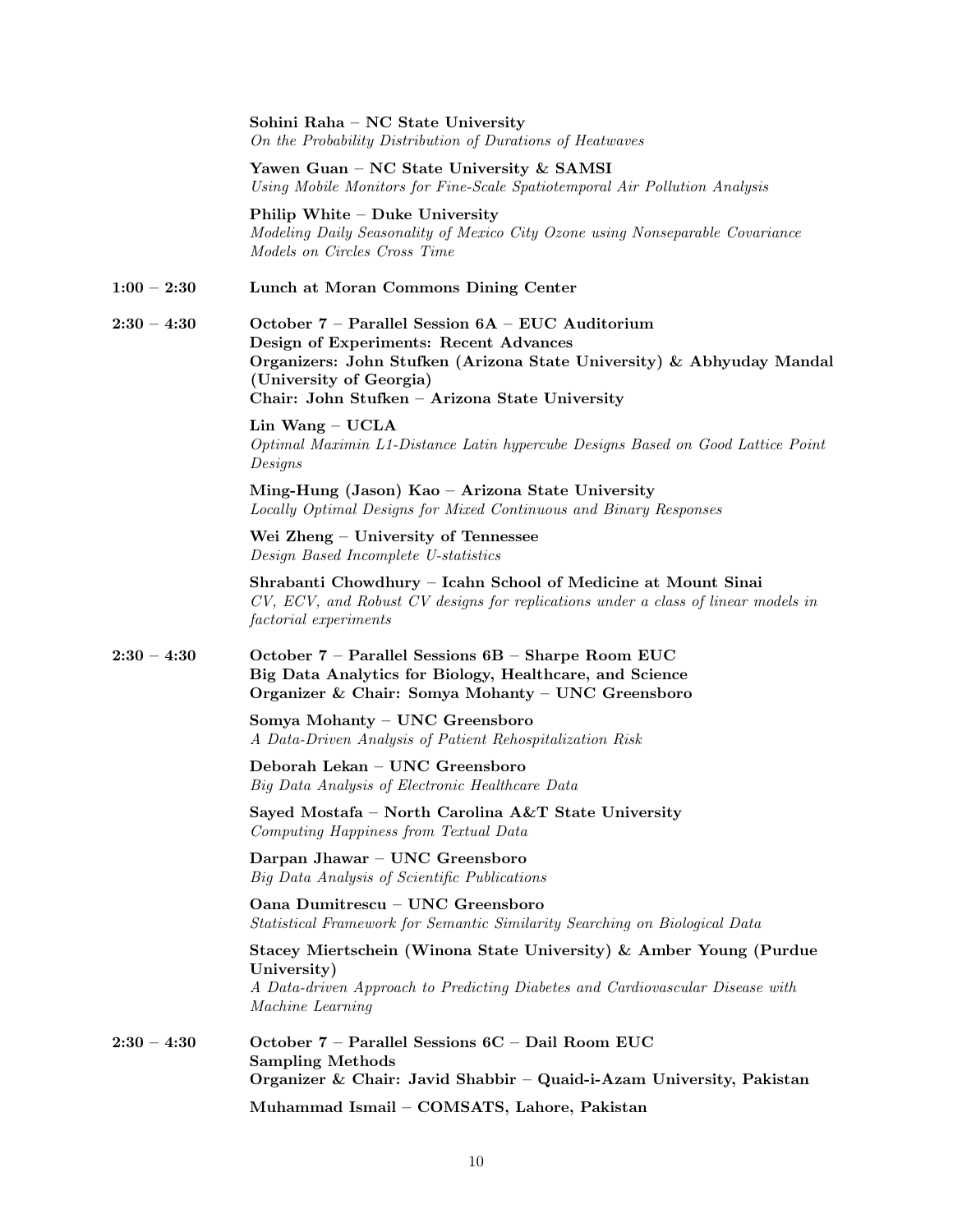**Sohini Raha – NC State University**
*On the Probability Distribution of Durations of Heatwaves*

**Yawen Guan – NC State University & SAMSI**
*Using Mobile Monitors for Fine-Scale Spatiotemporal Air Pollution Analysis*

**Philip White – Duke University**
*Modeling Daily Seasonality of Mexico City Ozone using Nonseparable Covariance Models on Circles Cross Time*

**1:00 – 2:30** **Lunch at Moran Commons Dining Center**

**2:30 – 4:30** **October 7 – Parallel Session 6A – EUC Auditorium**
**Design of Experiments: Recent Advances**
**Organizers: John Stufken (Arizona State University) & Abhyuday Mandal (University of Georgia)**
**Chair: John Stufken – Arizona State University**

**Lin Wang – UCLA**
*Optimal Maximin L1-Distance Latin hypercube Designs Based on Good Lattice Point Designs*

**Ming-Hung (Jason) Kao – Arizona State University**
*Locally Optimal Designs for Mixed Continuous and Binary Responses*

**Wei Zheng – University of Tennessee**
*Design Based Incomplete U-statistics*

**Shrabanti Chowdhury – Icahn School of Medicine at Mount Sinai**
*CV, ECV, and Robust CV designs for replications under a class of linear models in factorial experiments*

**2:30 – 4:30** **October 7 – Parallel Sessions 6B – Sharpe Room EUC**
**Big Data Analytics for Biology, Healthcare, and Science**
**Organizer & Chair: Somya Mohanty – UNC Greensboro**

**Somya Mohanty – UNC Greensboro**
*A Data-Driven Analysis of Patient Rehospitalization Risk*

**Deborah Lekan – UNC Greensboro**
*Big Data Analysis of Electronic Healthcare Data*

**Sayed Mostafa – North Carolina A&T State University**
*Computing Happiness from Textual Data*

**Darpan Jhawar – UNC Greensboro**
*Big Data Analysis of Scientific Publications*

**Oana Dumitrescu – UNC Greensboro**
*Statistical Framework for Semantic Similarity Searching on Biological Data*

**Stacey Miertschein (Winona State University) & Amber Young (Purdue University)**
*A Data-driven Approach to Predicting Diabetes and Cardiovascular Disease with Machine Learning*

**2:30 – 4:30** **October 7 – Parallel Sessions 6C – Dail Room EUC**
**Sampling Methods**
**Organizer & Chair: Javid Shabbir – Quaid-i-Azam University, Pakistan**

**Muhammad Ismail – COMSATS, Lahore, Pakistan**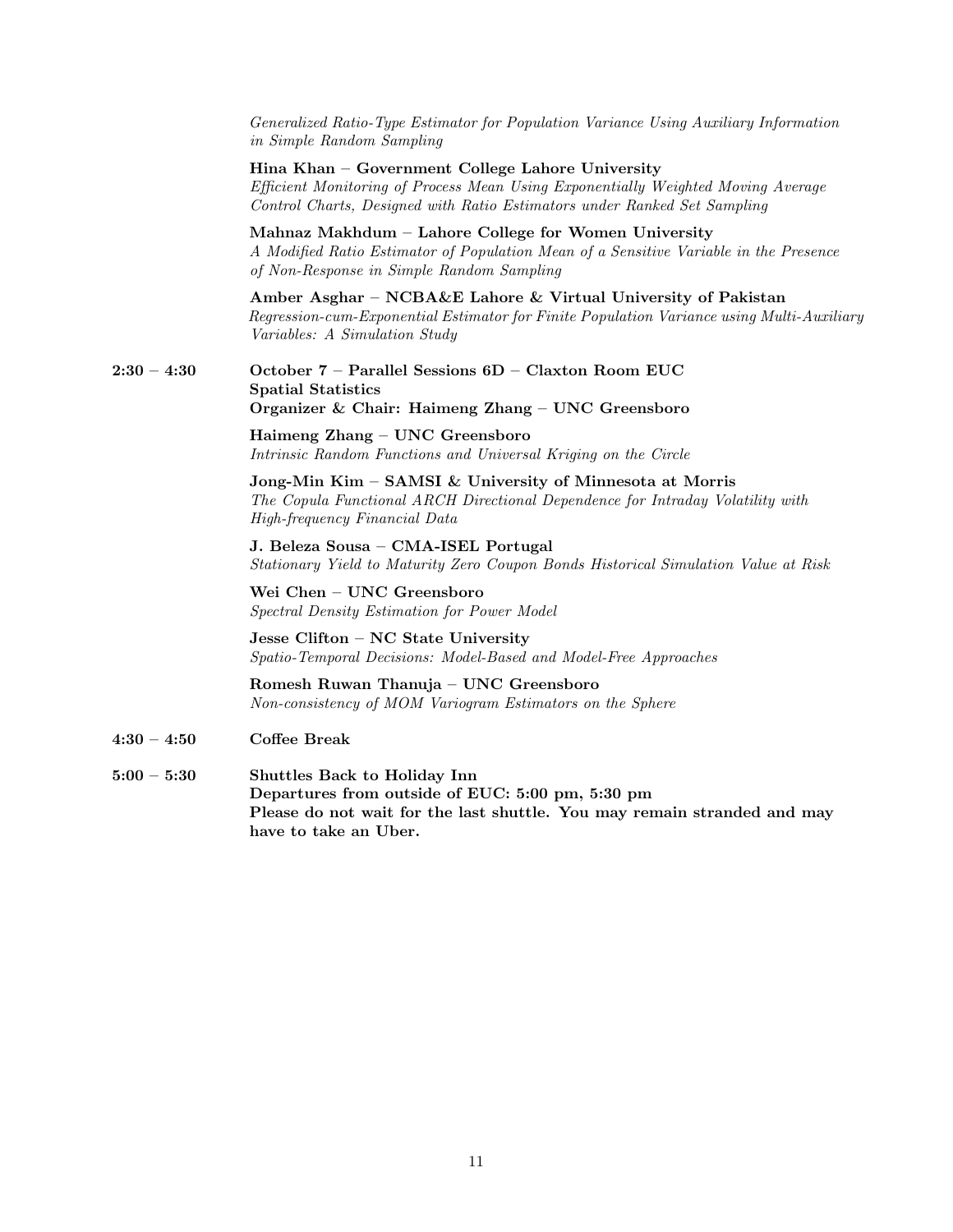*Generalized Ratio-Type Estimator for Population Variance Using Auxiliary Information in Simple Random Sampling*

**Hina Khan – Government College Lahore University**
*Efficient Monitoring of Process Mean Using Exponentially Weighted Moving Average Control Charts, Designed with Ratio Estimators under Ranked Set Sampling*

**Mahnaz Makhdum – Lahore College for Women University**
*A Modified Ratio Estimator of Population Mean of a Sensitive Variable in the Presence of Non-Response in Simple Random Sampling*

**Amber Asghar – NCBA&E Lahore & Virtual University of Pakistan**
*Regression-cum-Exponential Estimator for Finite Population Variance using Multi-Auxiliary Variables: A Simulation Study*

**2:30 – 4:30** **October 7 – Parallel Sessions 6D – Claxton Room EUC**
**Spatial Statistics**
**Organizer & Chair: Haimeng Zhang – UNC Greensboro**

**Haimeng Zhang – UNC Greensboro**
*Intrinsic Random Functions and Universal Kriging on the Circle*

**Jong-Min Kim – SAMSI & University of Minnesota at Morris**
*The Copula Functional ARCH Directional Dependence for Intraday Volatility with High-frequency Financial Data*

**J. Beleza Sousa – CMA-ISEL Portugal**
*Stationary Yield to Maturity Zero Coupon Bonds Historical Simulation Value at Risk*

**Wei Chen – UNC Greensboro**
*Spectral Density Estimation for Power Model*

**Jesse Clifton – NC State University**
*Spatio-Temporal Decisions: Model-Based and Model-Free Approaches*

**Romesh Ruwan Thanuja – UNC Greensboro**
*Non-consistency of MOM Variogram Estimators on the Sphere*

**4:30 – 4:50** **Coffee Break**

**5:00 – 5:30** **Shuttles Back to Holiday Inn**
**Departures from outside of EUC: 5:00 pm, 5:30 pm**
**Please do not wait for the last shuttle. You may remain stranded and may have to take an Uber.**